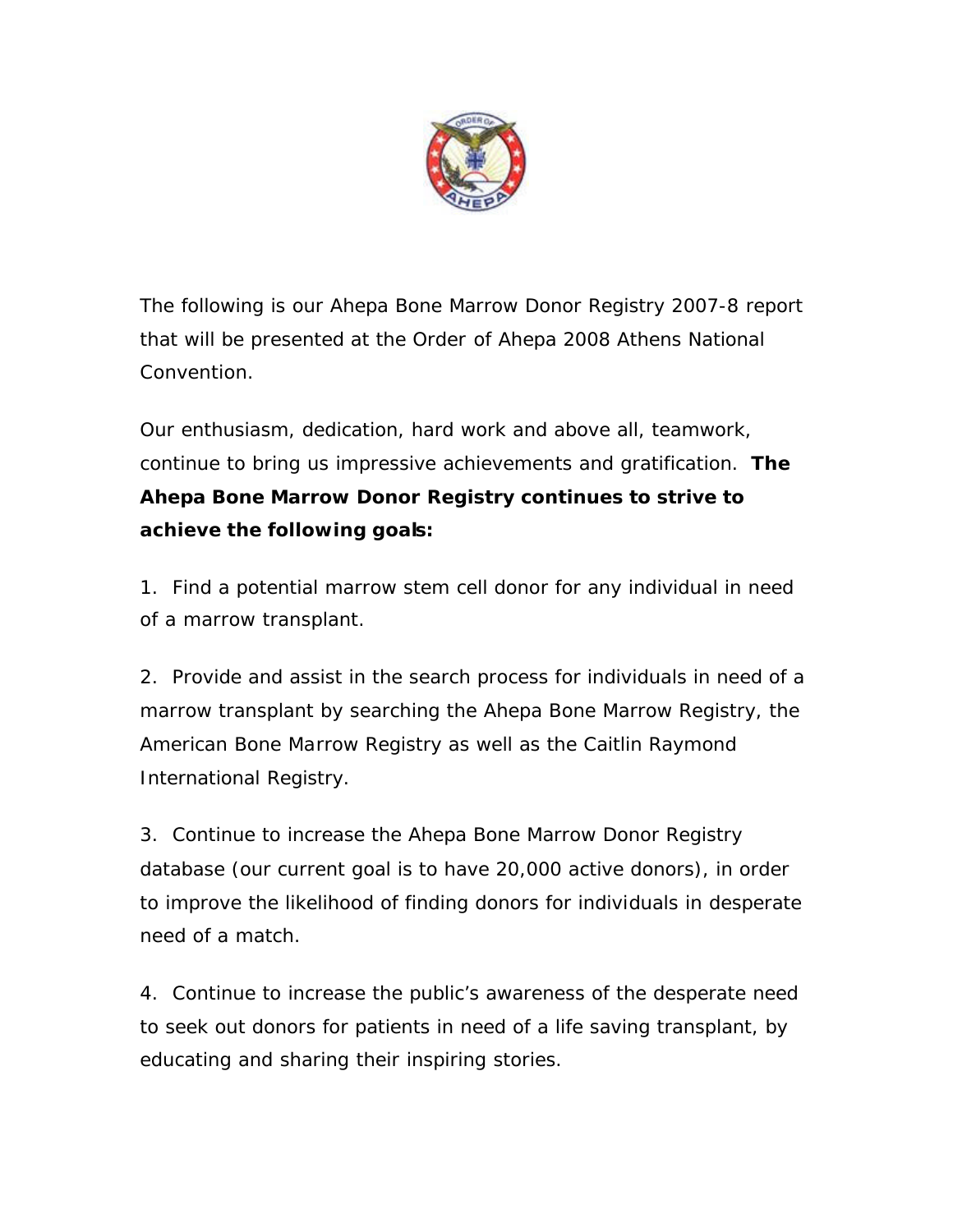The following is our Ahepa Bone Marrow Donor Registry 2007-8 report that will be presented at the Order of Ahepa 2008 Athens National Convention.

Our enthusiasm, dedication, hard work and above all, teamwork, continue to bring us impressive achievements and gratification. **The Ahepa Bone Marrow Donor Registry continues to strive to achieve the following goals:**

1. Find a potential marrow stem cell donor for any individual in need of a marrow transplant.

2. Provide and assist in the search process for individuals in need of a marrow transplant by searching the Ahepa Bone Marrow Registry, the American Bone Marrow Registry as well as the Caitlin Raymond International Registry.

3. Continue to increase the Ahepa Bone Marrow Donor Registry database (our current goal is to have 20,000 active donors), in order to improve the likelihood of finding donors for individuals in desperate need of a match.

4. Continue to increase the public's awareness of the desperate need to seek out donors for patients in need of a life saving transplant, by educating and sharing their inspiring stories.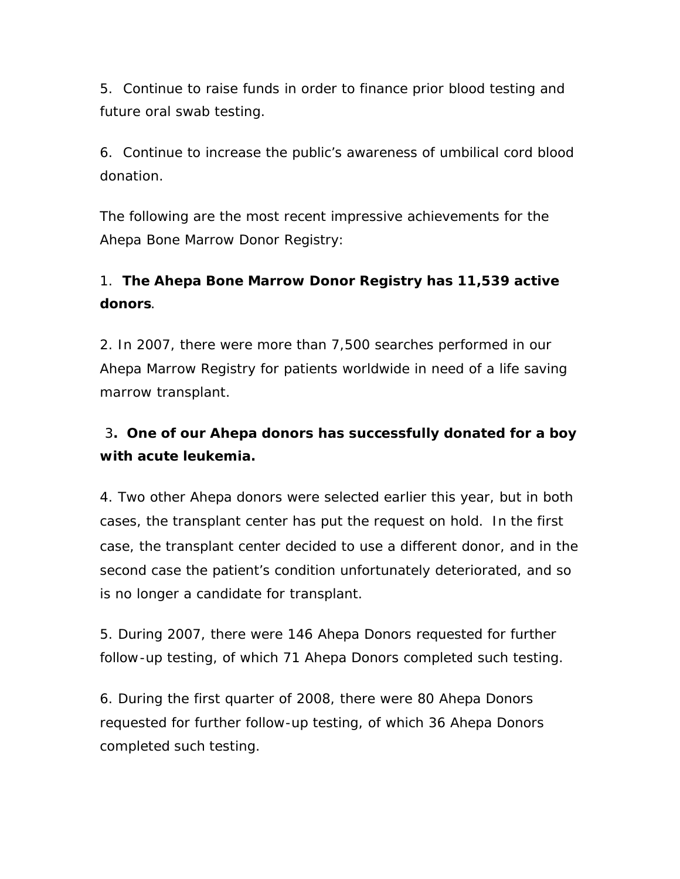5. Continue to raise funds in order to finance prior blood testing and future oral swab testing.

6. Continue to increase the public's awareness of umbilical cord blood donation.

The following are the most recent impressive achievements for the Ahepa Bone Marrow Donor Registry:

1. **The Ahepa Bone Marrow Donor Registry has 11,539 active donors**.

2. In 2007, there were more than 7,500 searches performed in our Ahepa Marrow Registry for patients worldwide in need of a life saving marrow transplant.

3**. One of our Ahepa donors has successfully donated for a boy with acute leukemia.**

4. Two other Ahepa donors were selected earlier this year, but in both cases, the transplant center has put the request on hold. In the first case, the transplant center decided to use a different donor, and in the second case the patient's condition unfortunately deteriorated, and so is no longer a candidate for transplant.

5. During 2007, there were 146 Ahepa Donors requested for further follow-up testing, of which 71 Ahepa Donors completed such testing.

6. During the first quarter of 2008, there were 80 Ahepa Donors requested for further follow-up testing, of which 36 Ahepa Donors completed such testing.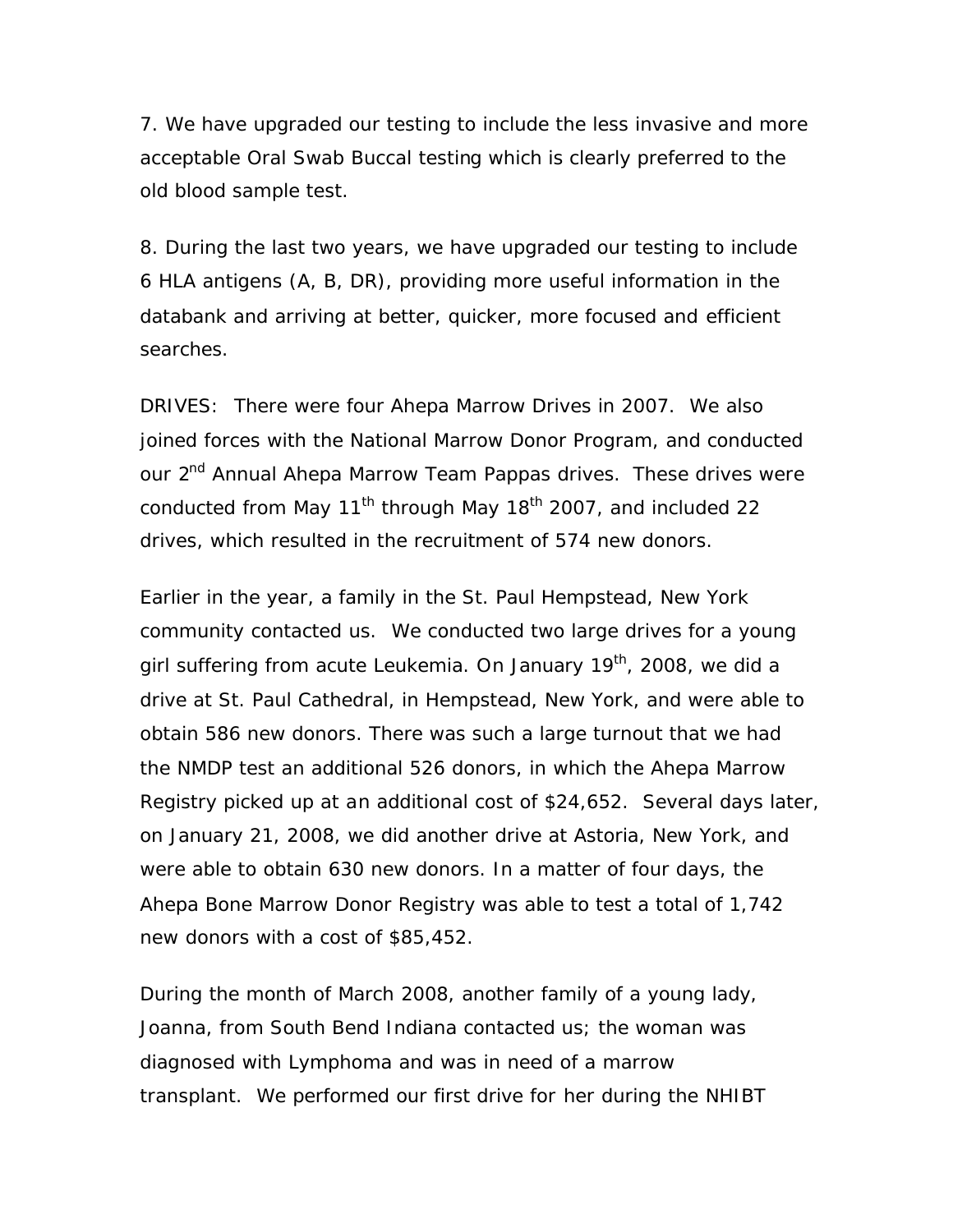7. We have upgraded our testing to include the less invasive and more acceptable Oral Swab Buccal testing which is clearly preferred to the old blood sample test.

8. During the last two years, we have upgraded our testing to include 6 HLA antigens (A, B, DR), providing more useful information in the databank and arriving at better, quicker, more focused and efficient searches.

DRIVES: There were four Ahepa Marrow Drives in 2007. We also joined forces with the National Marrow Donor Program, and conducted our 2nd Annual Ahepa Marrow Team Pappas drives. These drives were conducted from May 11th through May 18th 2007, and included 22 drives, which resulted in the recruitment of 574 new donors.

Earlier in the year, a family in the St. Paul Hempstead, New York community contacted us. We conducted two large drives for a young girl suffering from acute Leukemia. On January 19th, 2008, we did a drive at St. Paul Cathedral, in Hempstead, New York, and were able to obtain 586 new donors. There was such a large turnout that we had the NMDP test an additional 526 donors, in which the Ahepa Marrow Registry picked up at an additional cost of $24,652. Several days later, on January 21, 2008, we did another drive at Astoria, New York, and were able to obtain 630 new donors. In a matter of four days, the Ahepa Bone Marrow Donor Registry was able to test a total of 1,742 new donors with a cost of $85,452.

During the month of March 2008, another family of a young lady, Joanna, from South Bend Indiana contacted us; the woman was diagnosed with Lymphoma and was in need of a marrow transplant. We performed our first drive for her during the NHIBT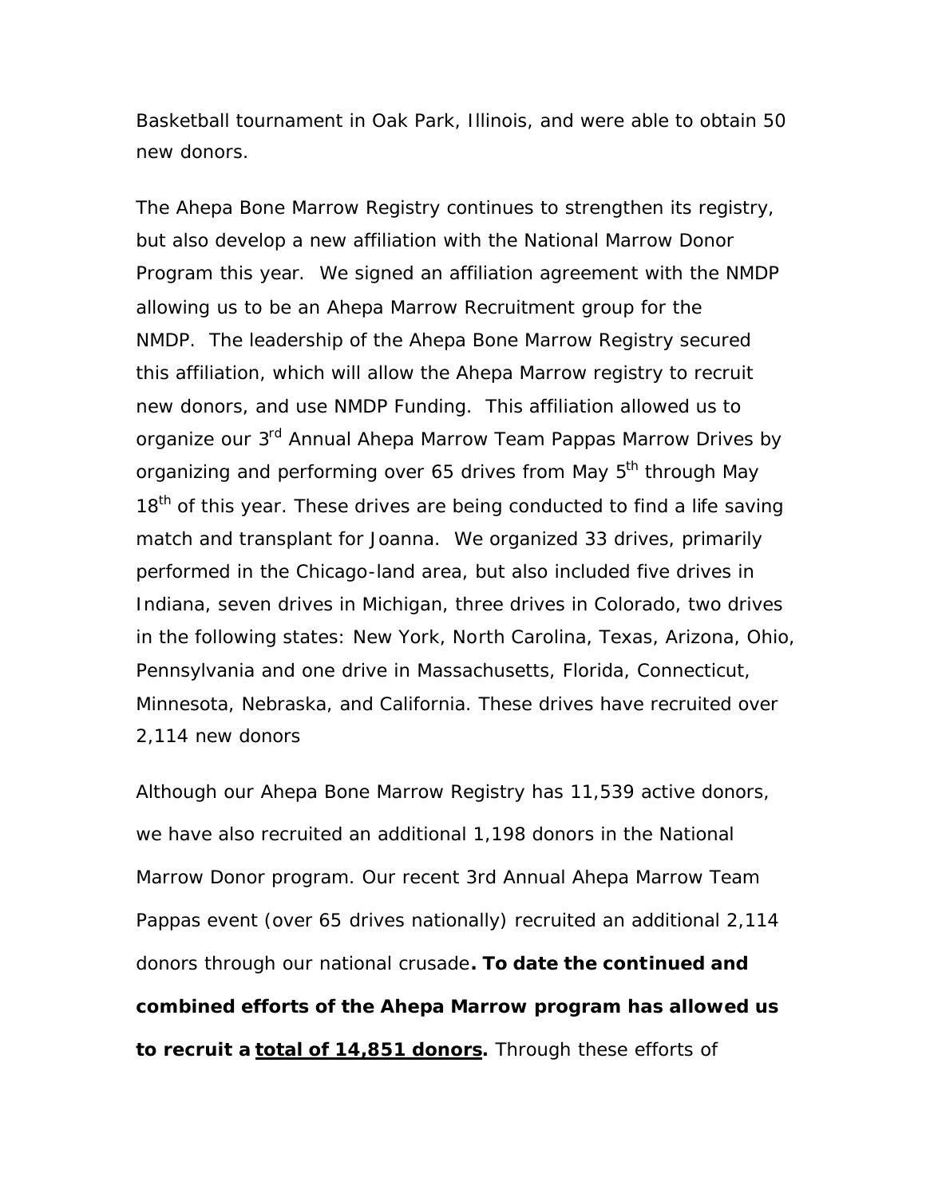Basketball tournament in Oak Park, Illinois, and were able to obtain 50 new donors.

The Ahepa Bone Marrow Registry continues to strengthen its registry, but also develop a new affiliation with the National Marrow Donor Program this year. We signed an affiliation agreement with the NMDP allowing us to be an Ahepa Marrow Recruitment group for the NMDP. The leadership of the Ahepa Bone Marrow Registry secured this affiliation, which will allow the Ahepa Marrow registry to recruit new donors, and use NMDP Funding. This affiliation allowed us to organize our 3rd Annual Ahepa Marrow Team Pappas Marrow Drives by organizing and performing over 65 drives from May 5th through May 18th of this year. These drives are being conducted to find a life saving match and transplant for Joanna. We organized 33 drives, primarily performed in the Chicago-land area, but also included five drives in Indiana, seven drives in Michigan, three drives in Colorado, two drives in the following states: New York, North Carolina, Texas, Arizona, Ohio, Pennsylvania and one drive in Massachusetts, Florida, Connecticut, Minnesota, Nebraska, and California. These drives have recruited over 2,114 new donors

Although our Ahepa Bone Marrow Registry has 11,539 active donors, we have also recruited an additional 1,198 donors in the National Marrow Donor program. Our recent 3rd Annual Ahepa Marrow Team Pappas event (over 65 drives nationally) recruited an additional 2,114 donors through our national crusade**. To date the continued and combined efforts of the Ahepa Marrow program has allowed us to recruit a <u>total of 14,851 donors</u>.** Through these efforts of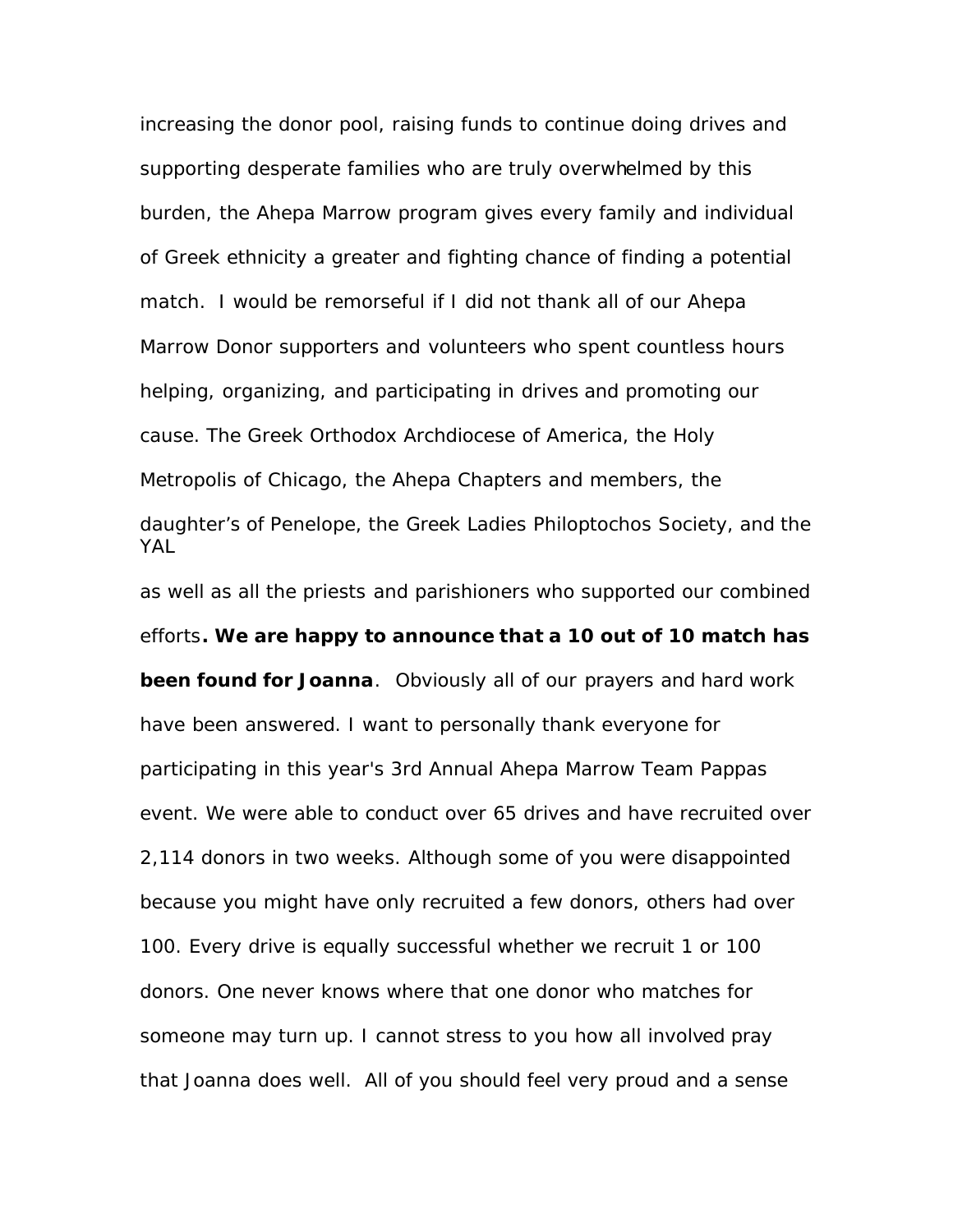increasing the donor pool, raising funds to continue doing drives and supporting desperate families who are truly overwhelmed by this burden, the Ahepa Marrow program gives every family and individual of Greek ethnicity a greater and fighting chance of finding a potential match. I would be remorseful if I did not thank all of our Ahepa Marrow Donor supporters and volunteers who spent countless hours helping, organizing, and participating in drives and promoting our cause. The Greek Orthodox Archdiocese of America, the Holy Metropolis of Chicago, the Ahepa Chapters and members, the daughter's of Penelope, the Greek Ladies Philoptochos Society, and the YAL as well as all the priests and parishioners who supported our combined efforts**. We are happy to announce that a 10 out of 10 match has been found for Joanna**. Obviously all of our prayers and hard work have been answered. I want to personally thank everyone for participating in this year's 3rd Annual Ahepa Marrow Team Pappas event. We were able to conduct over 65 drives and have recruited over 2,114 donors in two weeks. Although some of you were disappointed because you might have only recruited a few donors, others had over 100. Every drive is equally successful whether we recruit 1 or 100 donors. One never knows where that one donor who matches for someone may turn up. I cannot stress to you how all involved pray that Joanna does well. All of you should feel very proud and a sense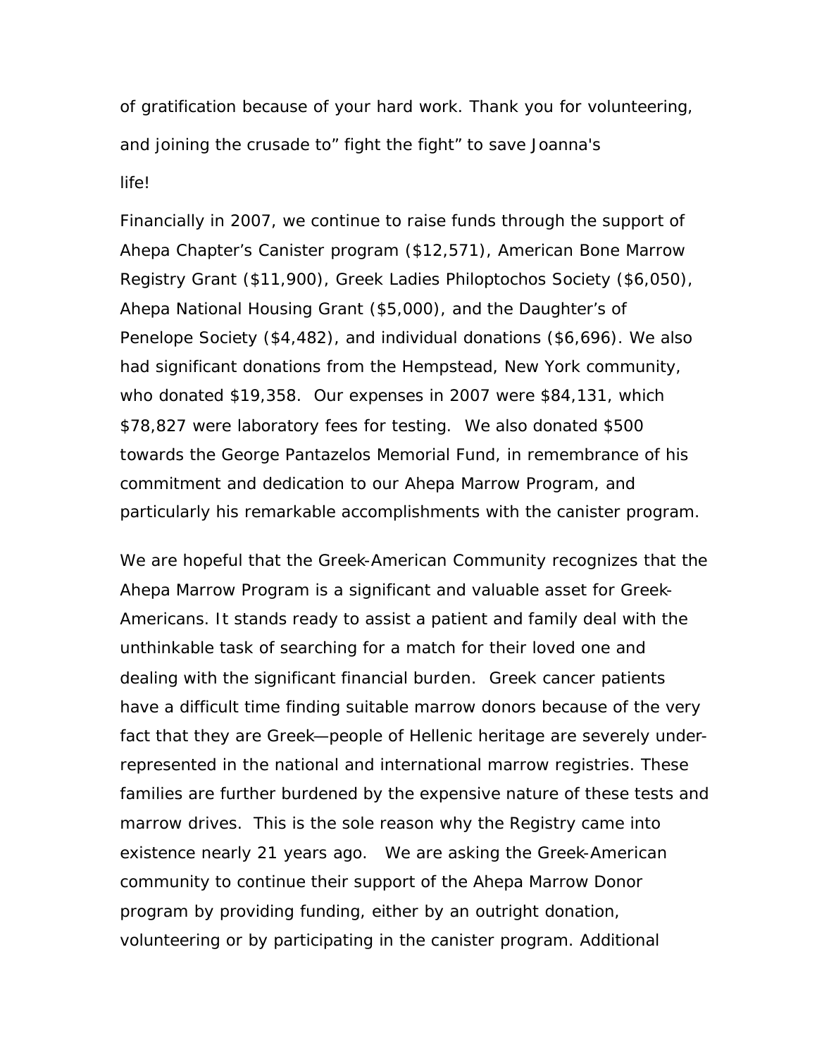of gratification because of your hard work. Thank you for volunteering, and joining the crusade to" fight the fight" to save Joanna's life!

Financially in 2007, we continue to raise funds through the support of Ahepa Chapter's Canister program ($12,571), American Bone Marrow Registry Grant ($11,900), Greek Ladies Philoptochos Society ($6,050), Ahepa National Housing Grant ($5,000), and the Daughter's of Penelope Society ($4,482), and individual donations ($6,696). We also had significant donations from the Hempstead, New York community, who donated $19,358. Our expenses in 2007 were $84,131, which $78,827 were laboratory fees for testing. We also donated $500 towards the George Pantazelos Memorial Fund, in remembrance of his commitment and dedication to our Ahepa Marrow Program, and particularly his remarkable accomplishments with the canister program.

We are hopeful that the Greek-American Community recognizes that the Ahepa Marrow Program is a significant and valuable asset for Greek-Americans. It stands ready to assist a patient and family deal with the unthinkable task of searching for a match for their loved one and dealing with the significant financial burden. Greek cancer patients have a difficult time finding suitable marrow donors because of the very fact that they are Greek—people of Hellenic heritage are severely under-represented in the national and international marrow registries. These families are further burdened by the expensive nature of these tests and marrow drives. This is the sole reason why the Registry came into existence nearly 21 years ago. We are asking the Greek-American community to continue their support of the Ahepa Marrow Donor program by providing funding, either by an outright donation, volunteering or by participating in the canister program. Additional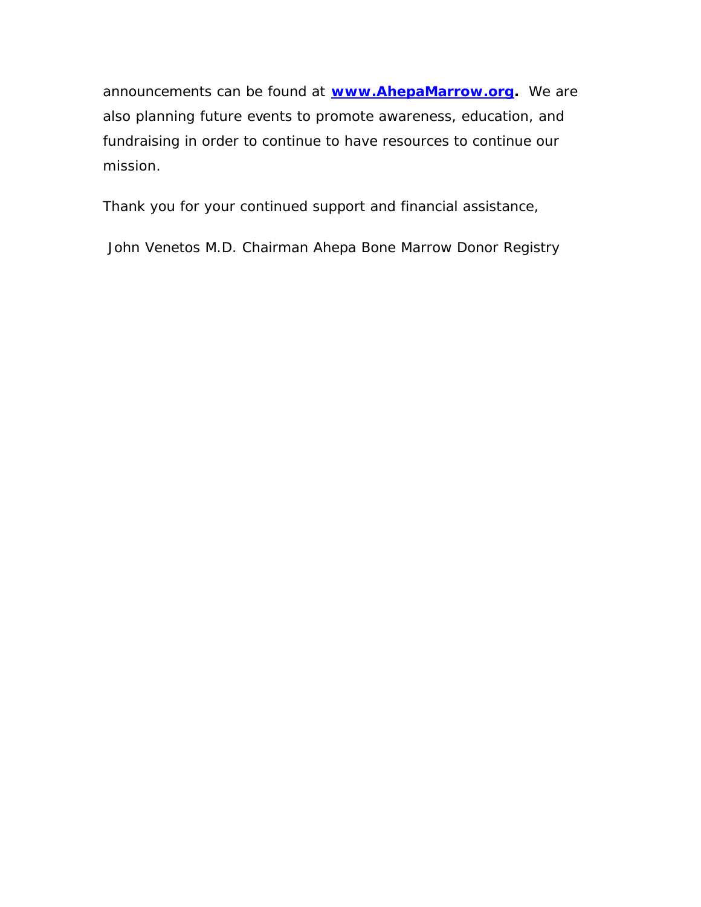announcements can be found at **[www.AhepaMarrow.org](http://www.AhepaMarrow.org).** We are also planning future events to promote awareness, education, and fundraising in order to continue to have resources to continue our mission.

Thank you for your continued support and financial assistance,

John Venetos M.D. Chairman Ahepa Bone Marrow Donor Registry